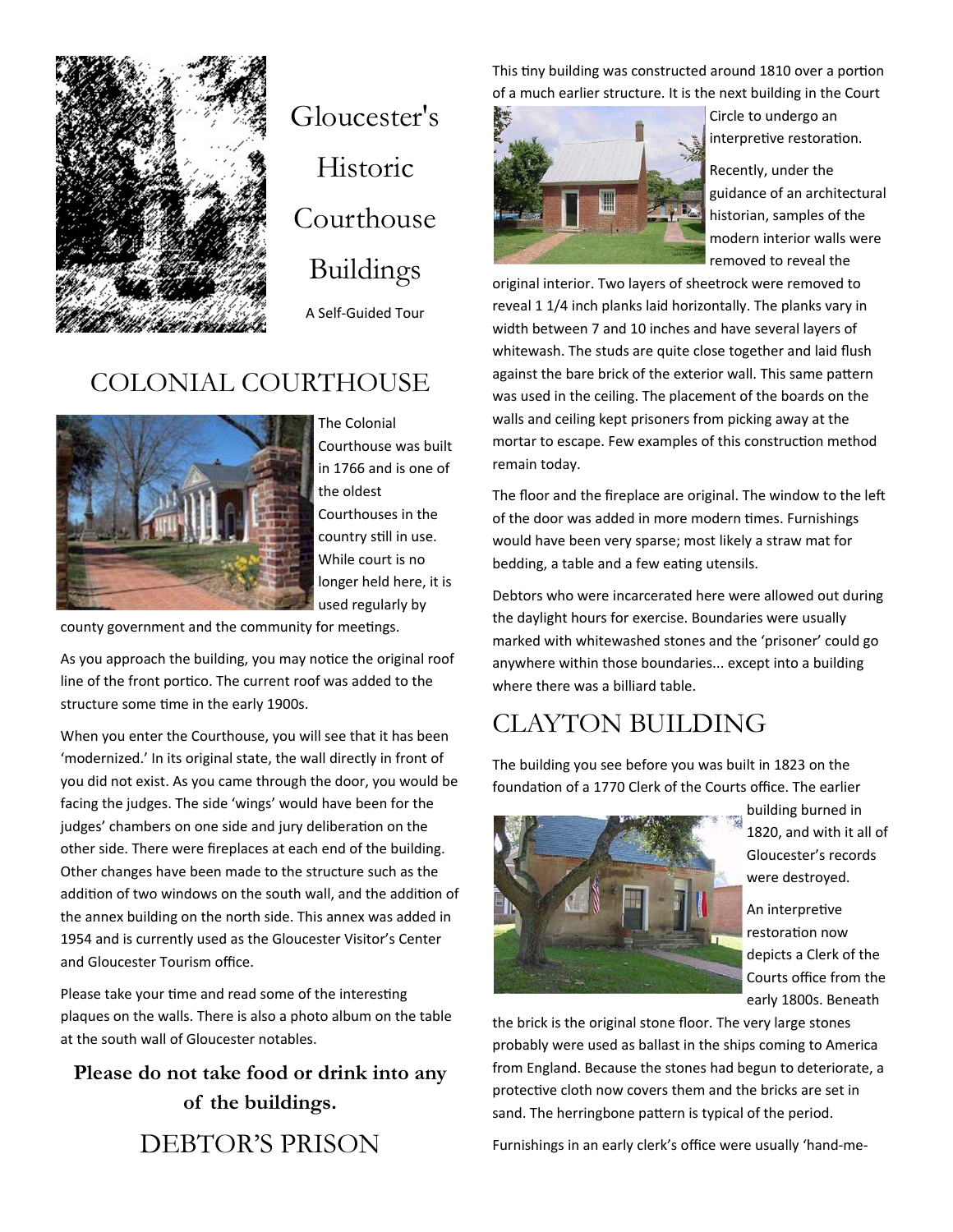# Gloucester's Historic Courthouse Buildings

A Self-Guided Tour

## COLONIAL COURTHOUSE

The Colonial Courthouse was built in 1766 and is one of the oldest Courthouses in the country still in use. While court is no longer held here, it is used regularly by county government and the community for meetings.

As you approach the building, you may notice the original roof line of the front portico. The current roof was added to the structure some time in the early 1900s.

When you enter the Courthouse, you will see that it has been 'modernized.' In its original state, the wall directly in front of you did not exist. As you came through the door, you would be facing the judges. The side 'wings' would have been for the judges' chambers on one side and jury deliberation on the other side. There were fireplaces at each end of the building. Other changes have been made to the structure such as the addition of two windows on the south wall, and the addition of the annex building on the north side. This annex was added in 1954 and is currently used as the Gloucester Visitor's Center and Gloucester Tourism office.

Please take your time and read some of the interesting plaques on the walls. There is also a photo album on the table at the south wall of Gloucester notables.

**Please do not take food or drink into any of the buildings.**

## DEBTOR'S PRISON

This tiny building was constructed around 1810 over a portion of a much earlier structure. It is the next building in the Court Circle to undergo an interpretive restoration.

Recently, under the guidance of an architectural historian, samples of the modern interior walls were removed to reveal the original interior. Two layers of sheetrock were removed to reveal 1 1/4 inch planks laid horizontally. The planks vary in width between 7 and 10 inches and have several layers of whitewash. The studs are quite close together and laid flush against the bare brick of the exterior wall. This same pattern was used in the ceiling. The placement of the boards on the walls and ceiling kept prisoners from picking away at the mortar to escape. Few examples of this construction method remain today.

The floor and the fireplace are original. The window to the left of the door was added in more modern times. Furnishings would have been very sparse; most likely a straw mat for bedding, a table and a few eating utensils.

Debtors who were incarcerated here were allowed out during the daylight hours for exercise. Boundaries were usually marked with whitewashed stones and the 'prisoner' could go anywhere within those boundaries... except into a building where there was a billiard table.

## CLAYTON BUILDING

The building you see before you was built in 1823 on the foundation of a 1770 Clerk of the Courts office. The earlier building burned in 1820, and with it all of Gloucester's records were destroyed.

An interpretive restoration now depicts a Clerk of the Courts office from the early 1800s. Beneath the brick is the original stone floor. The very large stones probably were used as ballast in the ships coming to America from England. Because the stones had begun to deteriorate, a protective cloth now covers them and the bricks are set in sand. The herringbone pattern is typical of the period.

Furnishings in an early clerk's office were usually 'hand-me-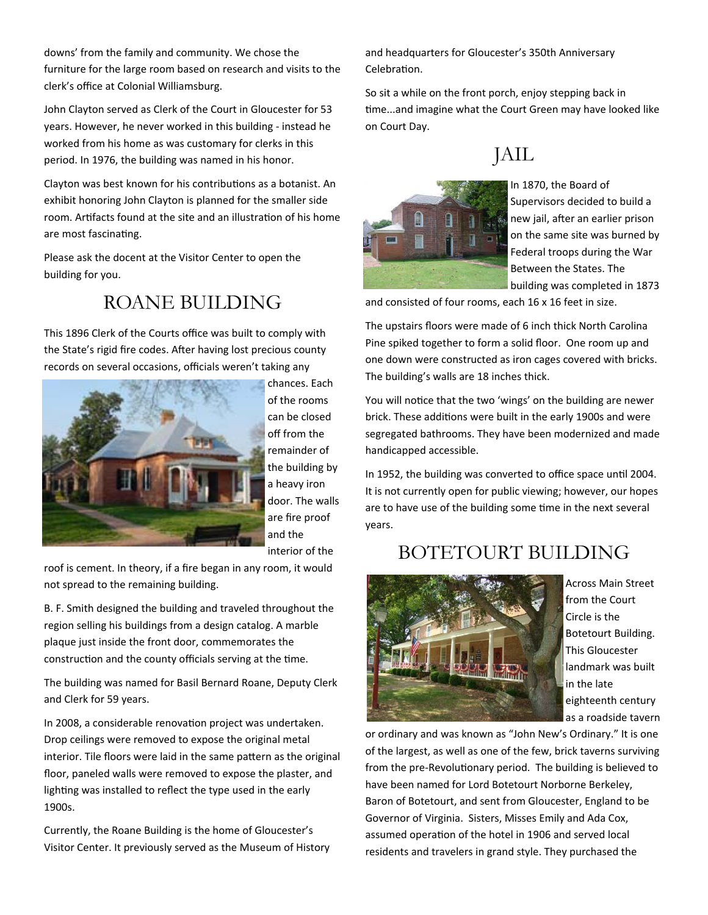downs' from the family and community. We chose the furniture for the large room based on research and visits to the clerk's office at Colonial Williamsburg.

John Clayton served as Clerk of the Court in Gloucester for 53 years. However, he never worked in this building - instead he worked from his home as was customary for clerks in this period. In 1976, the building was named in his honor.

Clayton was best known for his contributions as a botanist. An exhibit honoring John Clayton is planned for the smaller side room. Artifacts found at the site and an illustration of his home are most fascinating.

Please ask the docent at the Visitor Center to open the building for you.

## ROANE BUILDING

This 1896 Clerk of the Courts office was built to comply with the State's rigid fire codes. After having lost precious county records on several occasions, officials weren't taking any chances. Each of the rooms can be closed off from the remainder of the building by a heavy iron door. The walls are fire proof and the interior of the roof is cement. In theory, if a fire began in any room, it would not spread to the remaining building.

B. F. Smith designed the building and traveled throughout the region selling his buildings from a design catalog. A marble plaque just inside the front door, commemorates the construction and the county officials serving at the time.

The building was named for Basil Bernard Roane, Deputy Clerk and Clerk for 59 years.

In 2008, a considerable renovation project was undertaken. Drop ceilings were removed to expose the original metal interior. Tile floors were laid in the same pattern as the original floor, paneled walls were removed to expose the plaster, and lighting was installed to reflect the type used in the early 1900s.

Currently, the Roane Building is the home of Gloucester's Visitor Center. It previously served as the Museum of History and headquarters for Gloucester's 350th Anniversary Celebration.

So sit a while on the front porch, enjoy stepping back in time...and imagine what the Court Green may have looked like on Court Day.

## JAIL

In 1870, the Board of Supervisors decided to build a new jail, after an earlier prison on the same site was burned by Federal troops during the War Between the States. The building was completed in 1873 and consisted of four rooms, each 16 x 16 feet in size.

The upstairs floors were made of 6 inch thick North Carolina Pine spiked together to form a solid floor. One room up and one down were constructed as iron cages covered with bricks. The building's walls are 18 inches thick.

You will notice that the two 'wings' on the building are newer brick. These additions were built in the early 1900s and were segregated bathrooms. They have been modernized and made handicapped accessible.

In 1952, the building was converted to office space until 2004. It is not currently open for public viewing; however, our hopes are to have use of the building some time in the next several years.

## BOTETOURT BUILDING

Across Main Street from the Court Circle is the Botetourt Building. This Gloucester landmark was built in the late eighteenth century as a roadside tavern or ordinary and was known as "John New's Ordinary." It is one of the largest, as well as one of the few, brick taverns surviving from the pre-Revolutionary period. The building is believed to have been named for Lord Botetourt Norborne Berkeley, Baron of Botetourt, and sent from Gloucester, England to be Governor of Virginia. Sisters, Misses Emily and Ada Cox, assumed operation of the hotel in 1906 and served local residents and travelers in grand style. They purchased the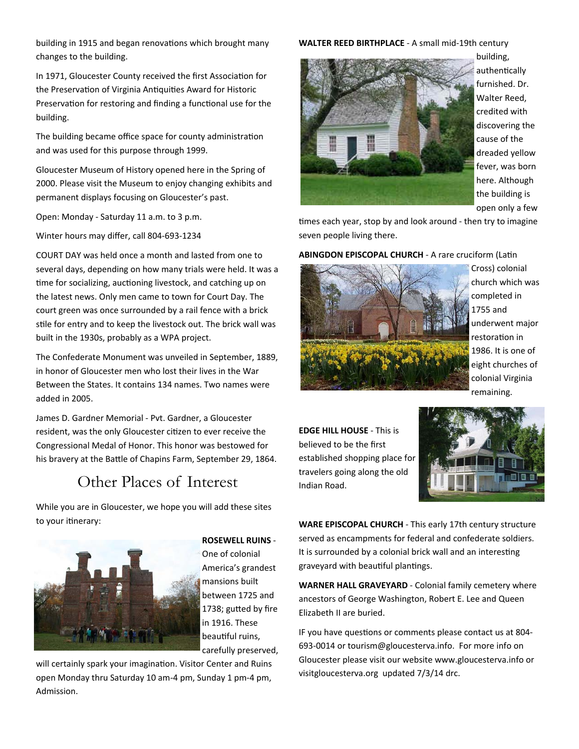building in 1915 and began renovations which brought many changes to the building.

In 1971, Gloucester County received the first Association for the Preservation of Virginia Antiquities Award for Historic Preservation for restoring and finding a functional use for the building.

The building became office space for county administration and was used for this purpose through 1999.

Gloucester Museum of History opened here in the Spring of 2000. Please visit the Museum to enjoy changing exhibits and permanent displays focusing on Gloucester's past.

Open: Monday - Saturday 11 a.m. to 3 p.m.

Winter hours may differ, call 804-693-1234

COURT DAY was held once a month and lasted from one to several days, depending on how many trials were held. It was a time for socializing, auctioning livestock, and catching up on the latest news. Only men came to town for Court Day. The court green was once surrounded by a rail fence with a brick stile for entry and to keep the livestock out. The brick wall was built in the 1930s, probably as a WPA project.

The Confederate Monument was unveiled in September, 1889, in honor of Gloucester men who lost their lives in the War Between the States. It contains 134 names. Two names were added in 2005.

James D. Gardner Memorial - Pvt. Gardner, a Gloucester resident, was the only Gloucester citizen to ever receive the Congressional Medal of Honor. This honor was bestowed for his bravery at the Battle of Chapins Farm, September 29, 1864.

## Other Places of Interest

While you are in Gloucester, we hope you will add these sites to your itinerary:

**ROSEWELL RUINS** - One of colonial America's grandest mansions built between 1725 and 1738; gutted by fire in 1916. These beautiful ruins, carefully preserved, will certainly spark your imagination. Visitor Center and Ruins open Monday thru Saturday 10 am-4 pm, Sunday 1 pm-4 pm, Admission.

**WALTER REED BIRTHPLACE** - A small mid-19th century building, authentically furnished. Dr. Walter Reed, credited with discovering the cause of the dreaded yellow fever, was born here. Although the building is open only a few times each year, stop by and look around - then try to imagine seven people living there.

**ABINGDON EPISCOPAL CHURCH** - A rare cruciform (Latin Cross) colonial church which was completed in 1755 and underwent major restoration in 1986. It is one of eight churches of colonial Virginia remaining.

**EDGE HILL HOUSE** - This is believed to be the first established shopping place for travelers going along the old Indian Road.

**WARE EPISCOPAL CHURCH** - This early 17th century structure served as encampments for federal and confederate soldiers. It is surrounded by a colonial brick wall and an interesting graveyard with beautiful plantings.

**WARNER HALL GRAVEYARD** - Colonial family cemetery where ancestors of George Washington, Robert E. Lee and Queen Elizabeth II are buried.

IF you have questions or comments please contact us at 804-693-0014 or tourism@gloucesterva.info. For more info on Gloucester please visit our website www.gloucesterva.info or visitgloucesterva.org updated 7/3/14 drc.